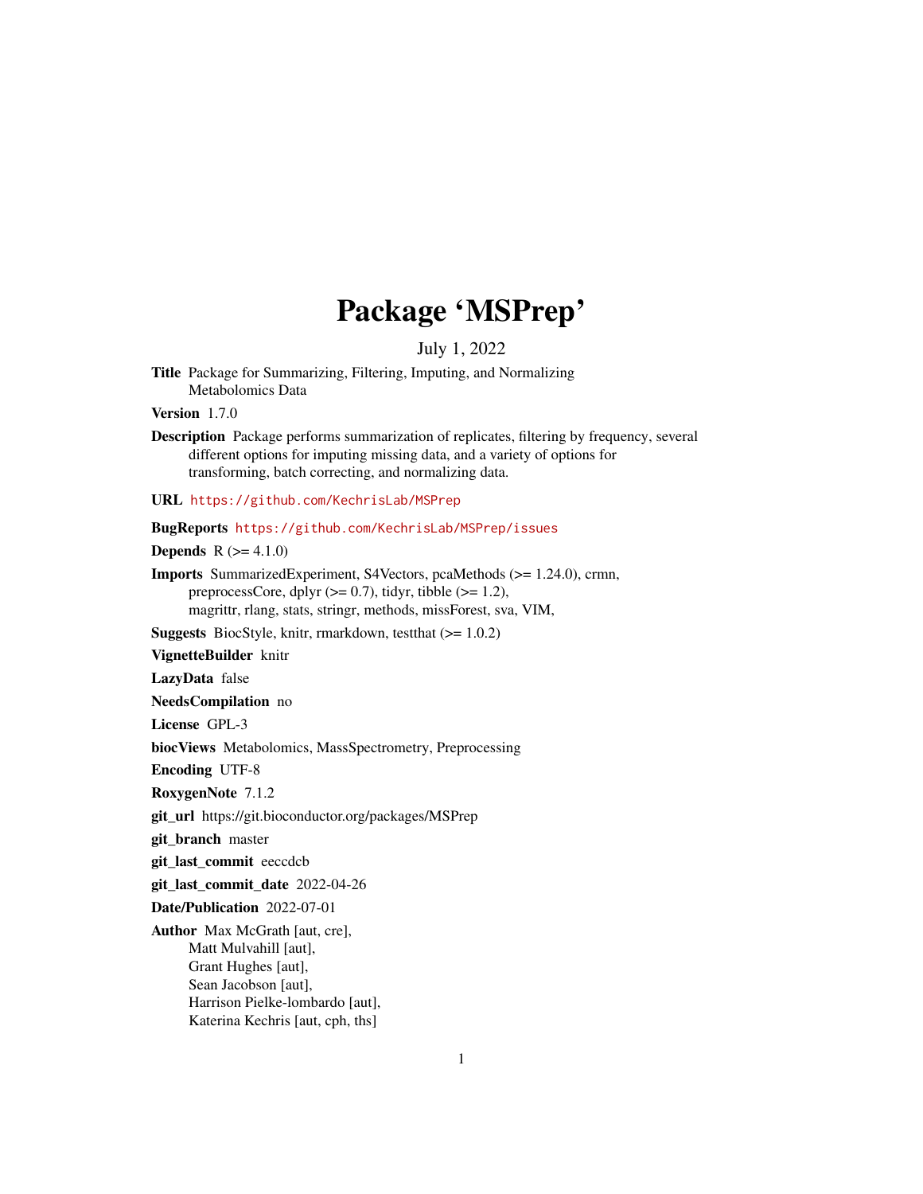# Package 'MSPrep'

July 1, 2022

**Title** Package for Summarizing, Filtering, Imputing, and Normalizing Metabolomics Data

**Version** 1.7.0

**Description** Package performs summarization of replicates, filtering by frequency, several different options for imputing missing data, and a variety of options for transforming, batch correcting, and normalizing data.

**URL** https://github.com/KechrisLab/MSPrep

**BugReports** https://github.com/KechrisLab/MSPrep/issues

**Depends** R (>= 4.1.0)

**Imports** SummarizedExperiment, S4Vectors, pcaMethods (>= 1.24.0), crmn, preprocessCore, dplyr (>= 0.7), tidyr, tibble (>= 1.2), magrittr, rlang, stats, stringr, methods, missForest, sva, VIM,

**Suggests** BiocStyle, knitr, rmarkdown, testthat (>= 1.0.2)

**VignetteBuilder** knitr

**LazyData** false

**NeedsCompilation** no

**License** GPL-3

**biocViews** Metabolomics, MassSpectrometry, Preprocessing

**Encoding** UTF-8

**RoxygenNote** 7.1.2

**git_url** https://git.bioconductor.org/packages/MSPrep

**git_branch** master

**git_last_commit** eeccdcb

**git_last_commit_date** 2022-04-26

**Date/Publication** 2022-07-01

**Author** Max McGrath [aut, cre],
Matt Mulvahill [aut],
Grant Hughes [aut],
Sean Jacobson [aut],
Harrison Pielke-lombardo [aut],
Katerina Kechris [aut, cph, ths]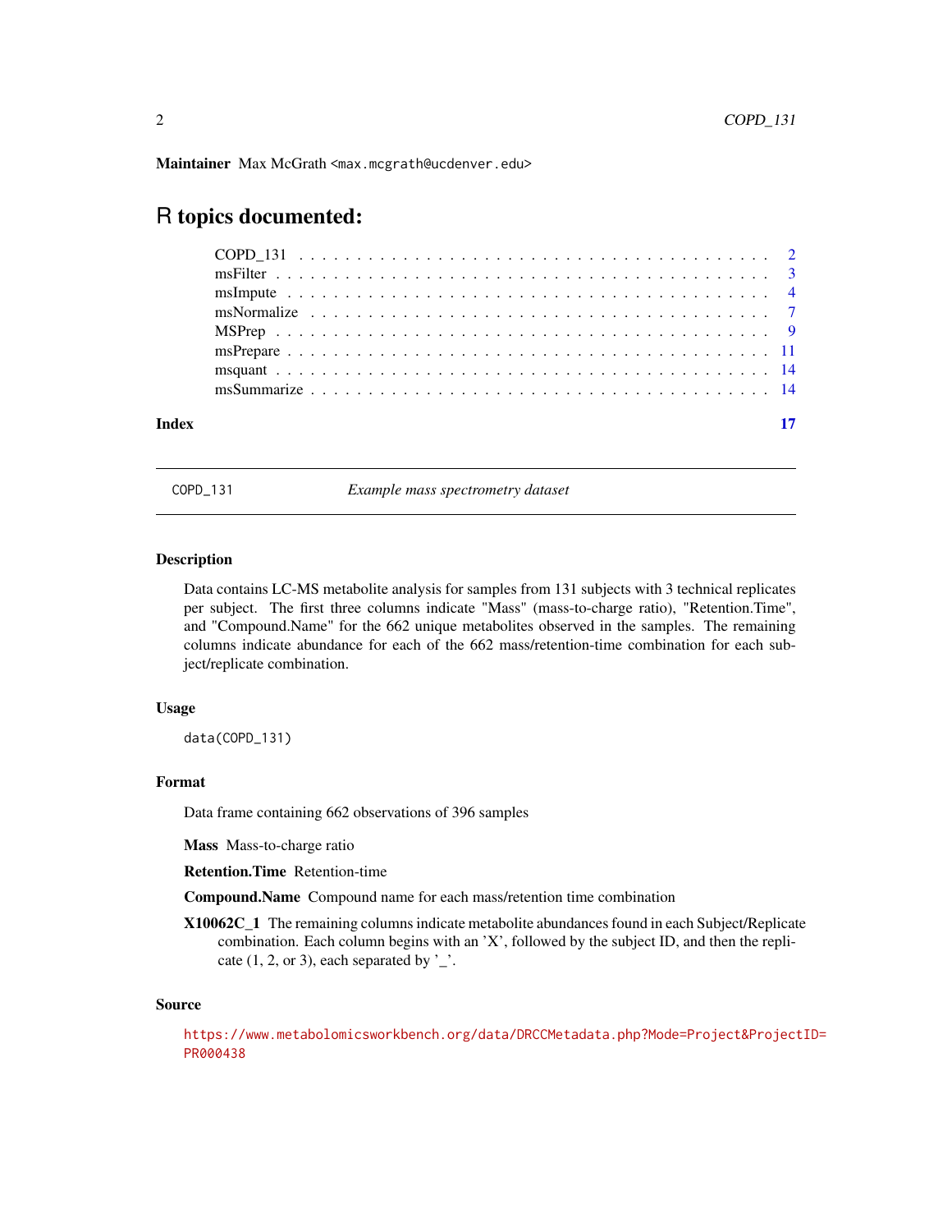**Maintainer** Max McGrath <max.mcgrath@ucdenver.edu>

# R topics documented:

- COPD_131 . . . . . . . . . . 2
- msFilter . . . . . . . . . . 3
- msImpute . . . . . . . . . . 4
- msNormalize . . . . . . . . . . 7
- MSPrep . . . . . . . . . . 9
- msPrepare . . . . . . . . . . 11
- msquant . . . . . . . . . . 14
- msSummarize . . . . . . . . . . 14

**Index** **17**

---

COPD_131 *Example mass spectrometry dataset*

---

### Description

Data contains LC-MS metabolite analysis for samples from 131 subjects with 3 technical replicates per subject. The first three columns indicate "Mass" (mass-to-charge ratio), "Retention.Time", and "Compound.Name" for the 662 unique metabolites observed in the samples. The remaining columns indicate abundance for each of the 662 mass/retention-time combination for each subject/replicate combination.

### Usage

```
data(COPD_131)
```

### Format

Data frame containing 662 observations of 396 samples

**Mass** Mass-to-charge ratio

**Retention.Time** Retention-time

**Compound.Name** Compound name for each mass/retention time combination

**X10062C_1** The remaining columns indicate metabolite abundances found in each Subject/Replicate combination. Each column begins with an 'X', followed by the subject ID, and then the replicate (1, 2, or 3), each separated by '_'.

### Source

https://www.metabolomicsworkbench.org/data/DRCCMetadata.php?Mode=Project&ProjectID=PR000438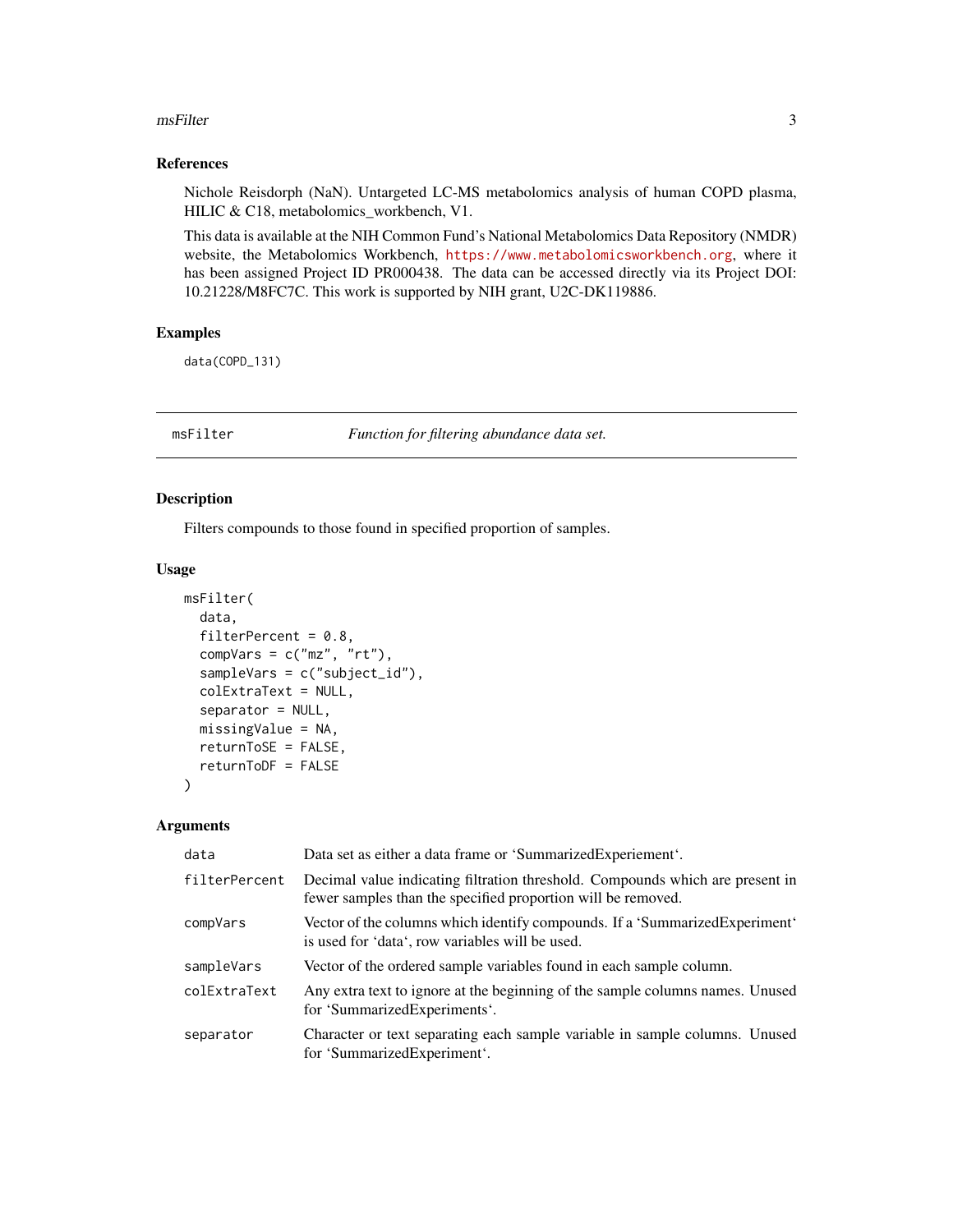### References

Nichole Reisdorph (NaN). Untargeted LC-MS metabolomics analysis of human COPD plasma, HILIC & C18, metabolomics_workbench, V1.

This data is available at the NIH Common Fund's National Metabolomics Data Repository (NMDR) website, the Metabolomics Workbench, https://www.metabolomicsworkbench.org, where it has been assigned Project ID PR000438. The data can be accessed directly via its Project DOI: 10.21228/M8FC7C. This work is supported by NIH grant, U2C-DK119886.

### Examples

```
data(COPD_131)
```

---

## msFilter — *Function for filtering abundance data set.*

### Description

Filters compounds to those found in specified proportion of samples.

### Usage

```
msFilter(
  data,
  filterPercent = 0.8,
  compVars = c("mz", "rt"),
  sampleVars = c("subject_id"),
  colExtraText = NULL,
  separator = NULL,
  missingValue = NA,
  returnToSE = FALSE,
  returnToDF = FALSE
)
```

### Arguments

| | |
|---|---|
| `data` | Data set as either a data frame or 'SummarizedExperiement'. |
| `filterPercent` | Decimal value indicating filtration threshold. Compounds which are present in fewer samples than the specified proportion will be removed. |
| `compVars` | Vector of the columns which identify compounds. If a 'SummarizedExperiment' is used for 'data', row variables will be used. |
| `sampleVars` | Vector of the ordered sample variables found in each sample column. |
| `colExtraText` | Any extra text to ignore at the beginning of the sample columns names. Unused for 'SummarizedExperiments'. |
| `separator` | Character or text separating each sample variable in sample columns. Unused for 'SummarizedExperiment'. |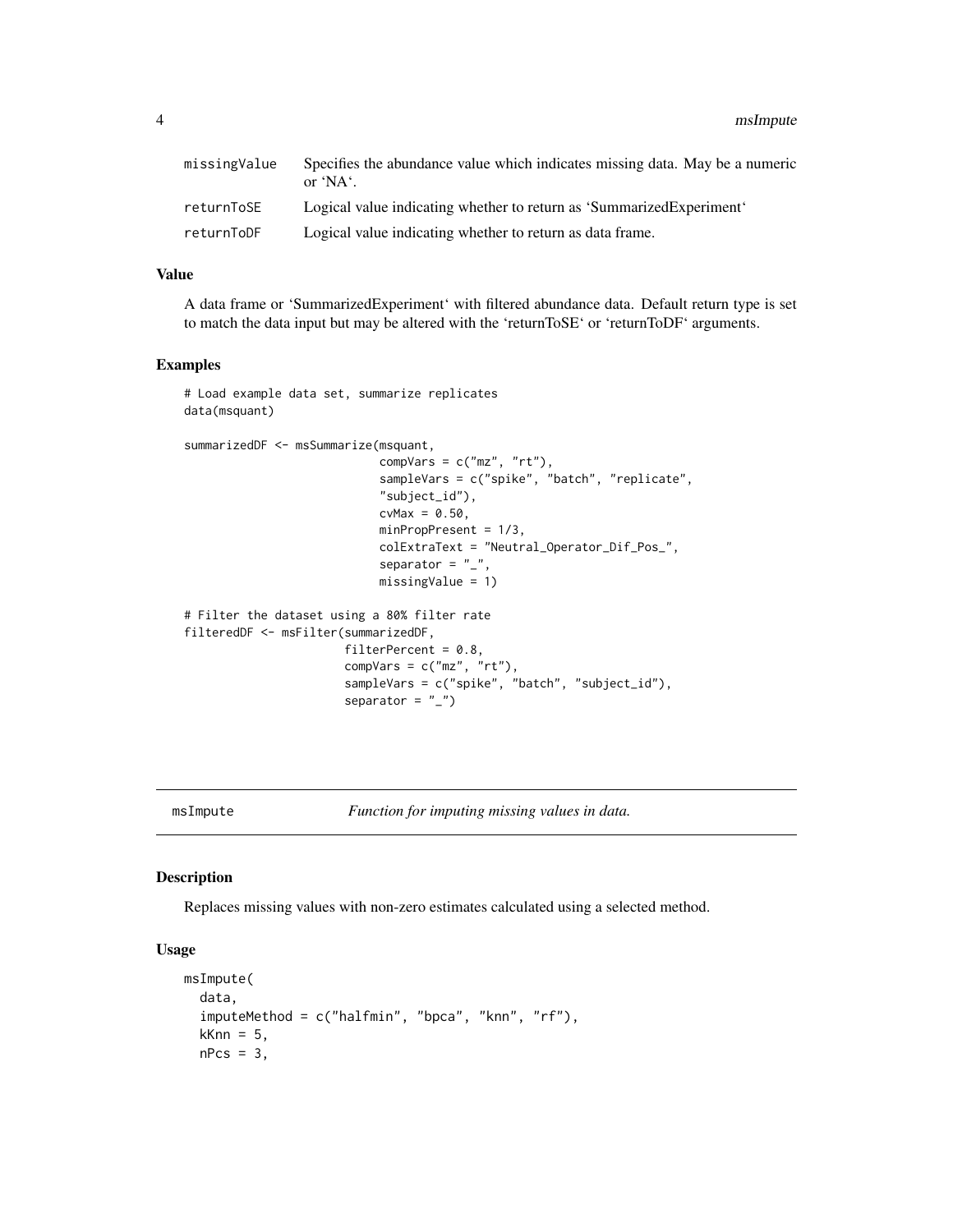| | |
|---|---|
| missingValue | Specifies the abundance value which indicates missing data. May be a numeric or 'NA'. |
| returnToSE | Logical value indicating whether to return as 'SummarizedExperiment' |
| returnToDF | Logical value indicating whether to return as data frame. |

### Value

A data frame or 'SummarizedExperiment' with filtered abundance data. Default return type is set to match the data input but may be altered with the 'returnToSE' or 'returnToDF' arguments.

### Examples

```
# Load example data set, summarize replicates
data(msquant)

summarizedDF <- msSummarize(msquant,
                            compVars = c("mz", "rt"),
                            sampleVars = c("spike", "batch", "replicate",
                            "subject_id"),
                            cvMax = 0.50,
                            minPropPresent = 1/3,
                            colExtraText = "Neutral_Operator_Dif_Pos_",
                            separator = "_",
                            missingValue = 1)

# Filter the dataset using a 80% filter rate
filteredDF <- msFilter(summarizedDF,
                       filterPercent = 0.8,
                       compVars = c("mz", "rt"),
                       sampleVars = c("spike", "batch", "subject_id"),
                       separator = "_")
```

## msImpute — *Function for imputing missing values in data.*

### Description

Replaces missing values with non-zero estimates calculated using a selected method.

### Usage

```
msImpute(
  data,
  imputeMethod = c("halfmin", "bpca", "knn", "rf"),
  kKnn = 5,
  nPcs = 3,
```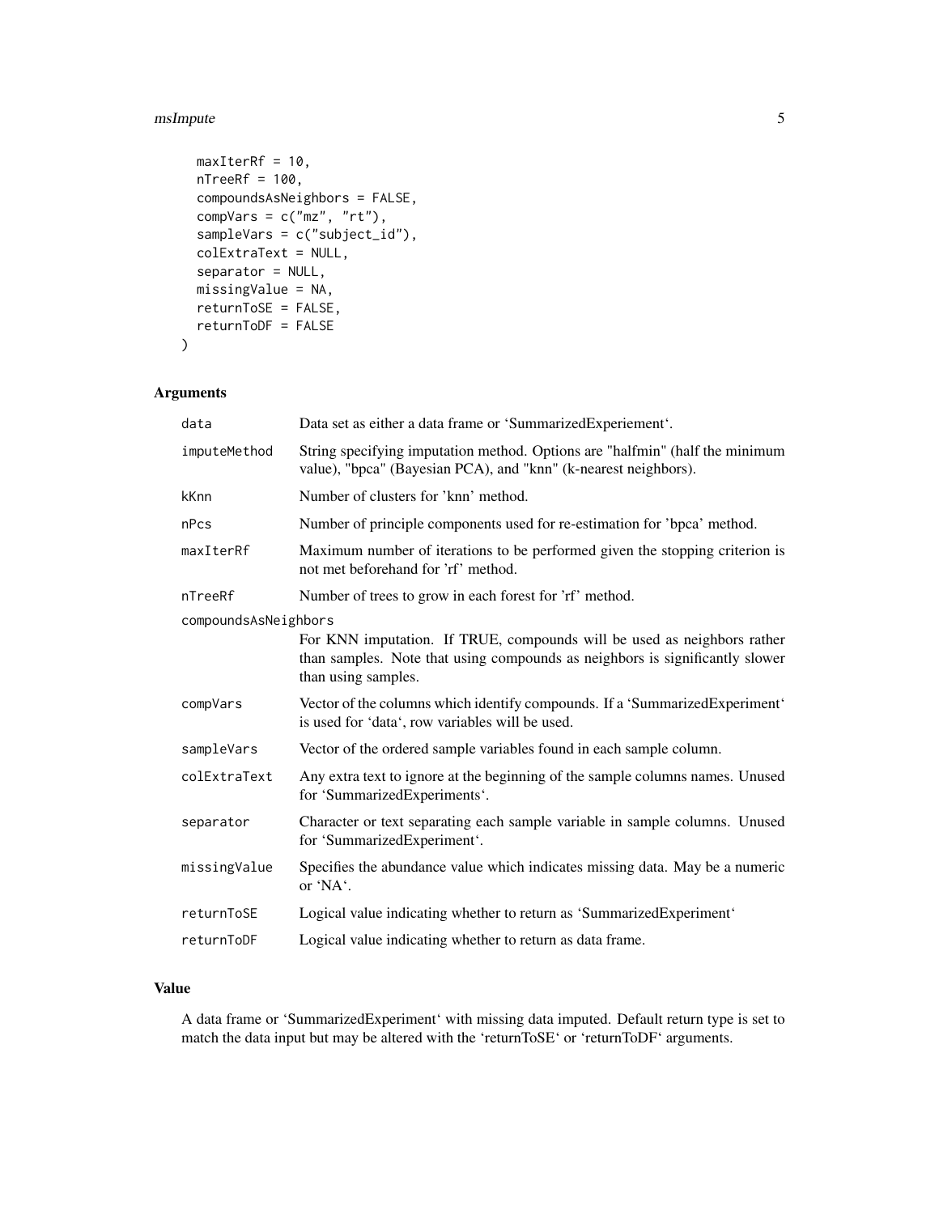```
  maxIterRf = 10,
  nTreeRf = 100,
  compoundsAsNeighbors = FALSE,
  compVars = c("mz", "rt"),
  sampleVars = c("subject_id"),
  colExtraText = NULL,
  separator = NULL,
  missingValue = NA,
  returnToSE = FALSE,
  returnToDF = FALSE
)
```

## Arguments

| | |
|---|---|
| `data` | Data set as either a data frame or 'SummarizedExperiement'. |
| `imputeMethod` | String specifying imputation method. Options are "halfmin" (half the minimum value), "bpca" (Bayesian PCA), and "knn" (k-nearest neighbors). |
| `kKnn` | Number of clusters for 'knn' method. |
| `nPcs` | Number of principle components used for re-estimation for 'bpca' method. |
| `maxIterRf` | Maximum number of iterations to be performed given the stopping criterion is not met beforehand for 'rf' method. |
| `nTreeRf` | Number of trees to grow in each forest for 'rf' method. |
| `compoundsAsNeighbors` | For KNN imputation. If TRUE, compounds will be used as neighbors rather than samples. Note that using compounds as neighbors is significantly slower than using samples. |
| `compVars` | Vector of the columns which identify compounds. If a 'SummarizedExperiment' is used for 'data', row variables will be used. |
| `sampleVars` | Vector of the ordered sample variables found in each sample column. |
| `colExtraText` | Any extra text to ignore at the beginning of the sample columns names. Unused for 'SummarizedExperiments'. |
| `separator` | Character or text separating each sample variable in sample columns. Unused for 'SummarizedExperiment'. |
| `missingValue` | Specifies the abundance value which indicates missing data. May be a numeric or 'NA'. |
| `returnToSE` | Logical value indicating whether to return as 'SummarizedExperiment' |
| `returnToDF` | Logical value indicating whether to return as data frame. |

## Value

A data frame or 'SummarizedExperiment' with missing data imputed. Default return type is set to match the data input but may be altered with the 'returnToSE' or 'returnToDF' arguments.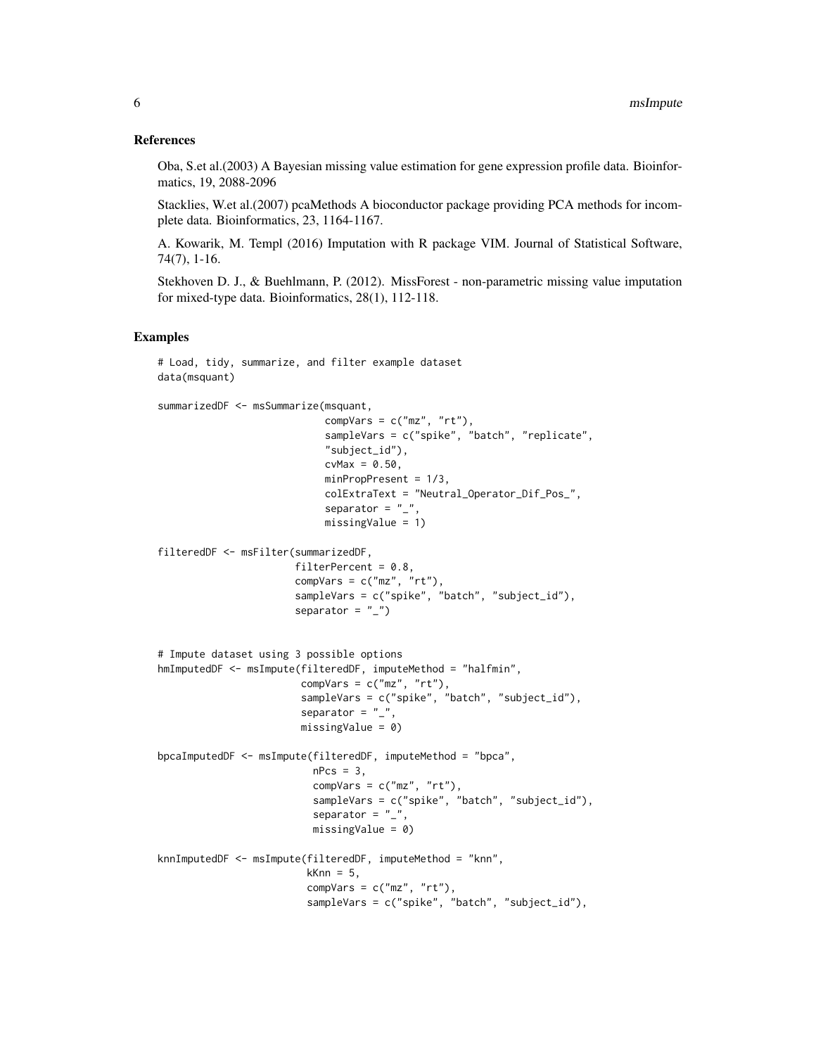## References

Oba, S.et al.(2003) A Bayesian missing value estimation for gene expression profile data. Bioinformatics, 19, 2088-2096

Stacklies, W.et al.(2007) pcaMethods A bioconductor package providing PCA methods for incomplete data. Bioinformatics, 23, 1164-1167.

A. Kowarik, M. Templ (2016) Imputation with R package VIM. Journal of Statistical Software, 74(7), 1-16.

Stekhoven D. J., & Buehlmann, P. (2012). MissForest - non-parametric missing value imputation for mixed-type data. Bioinformatics, 28(1), 112-118.

## Examples

```
# Load, tidy, summarize, and filter example dataset
data(msquant)

summarizedDF <- msSummarize(msquant,
                            compVars = c("mz", "rt"),
                            sampleVars = c("spike", "batch", "replicate",
                            "subject_id"),
                            cvMax = 0.50,
                            minPropPresent = 1/3,
                            colExtraText = "Neutral_Operator_Dif_Pos_",
                            separator = "_",
                            missingValue = 1)

filteredDF <- msFilter(summarizedDF,
                       filterPercent = 0.8,
                       compVars = c("mz", "rt"),
                       sampleVars = c("spike", "batch", "subject_id"),
                       separator = "_")


# Impute dataset using 3 possible options
hmImputedDF <- msImpute(filteredDF, imputeMethod = "halfmin",
                        compVars = c("mz", "rt"),
                        sampleVars = c("spike", "batch", "subject_id"),
                        separator = "_",
                        missingValue = 0)

bpcaImputedDF <- msImpute(filteredDF, imputeMethod = "bpca",
                          nPcs = 3,
                          compVars = c("mz", "rt"),
                          sampleVars = c("spike", "batch", "subject_id"),
                          separator = "_",
                          missingValue = 0)

knnImputedDF <- msImpute(filteredDF, imputeMethod = "knn",
                         kKnn = 5,
                         compVars = c("mz", "rt"),
                         sampleVars = c("spike", "batch", "subject_id"),
```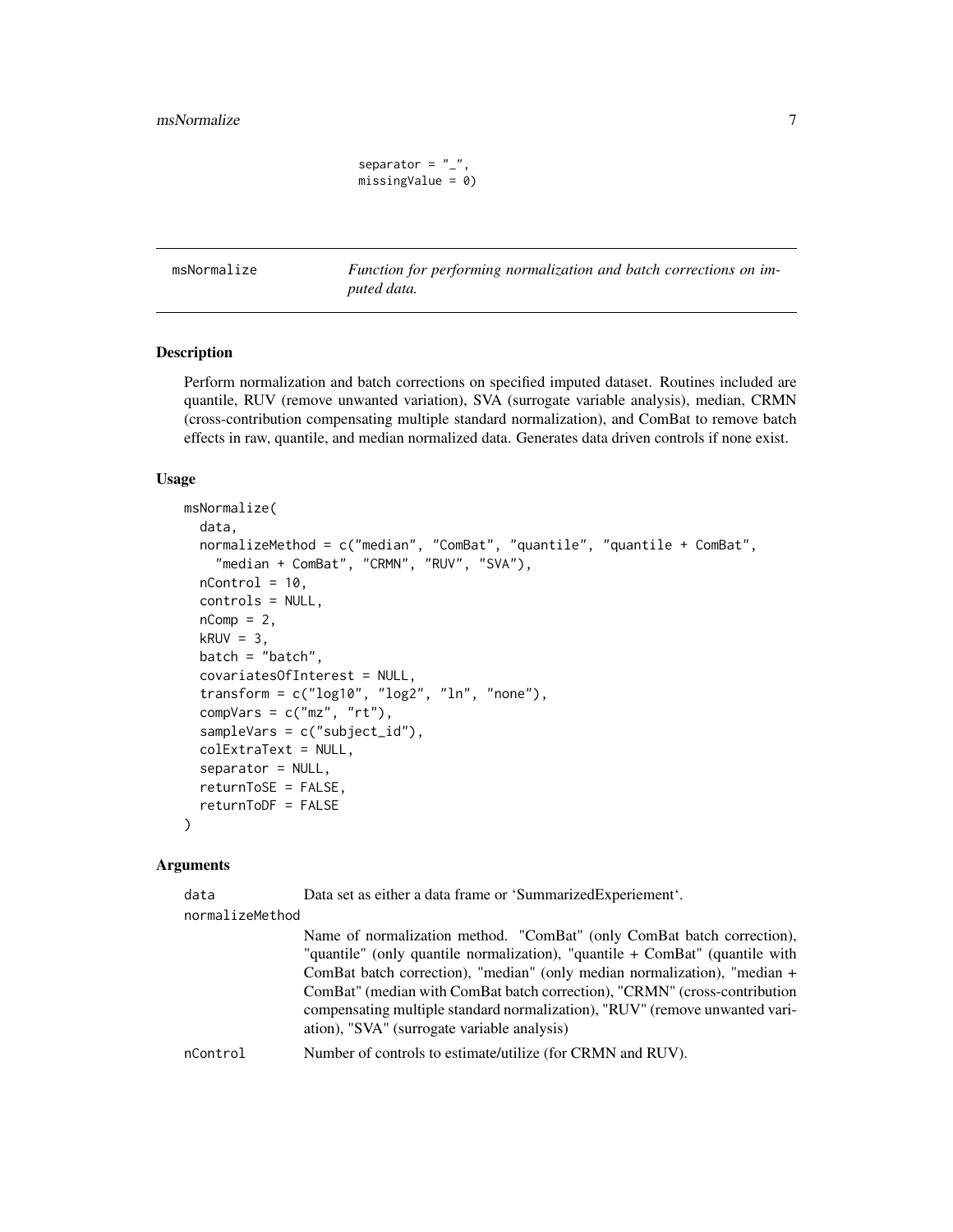```
                    separator = "_",
                    missingValue = 0)
```

## msNormalize — *Function for performing normalization and batch corrections on imputed data.*

### Description

Perform normalization and batch corrections on specified imputed dataset. Routines included are quantile, RUV (remove unwanted variation), SVA (surrogate variable analysis), median, CRMN (cross-contribution compensating multiple standard normalization), and ComBat to remove batch effects in raw, quantile, and median normalized data. Generates data driven controls if none exist.

### Usage

```
msNormalize(
  data,
  normalizeMethod = c("median", "ComBat", "quantile", "quantile + ComBat",
    "median + ComBat", "CRMN", "RUV", "SVA"),
  nControl = 10,
  controls = NULL,
  nComp = 2,
  kRUV = 3,
  batch = "batch",
  covariatesOfInterest = NULL,
  transform = c("log10", "log2", "ln", "none"),
  compVars = c("mz", "rt"),
  sampleVars = c("subject_id"),
  colExtraText = NULL,
  separator = NULL,
  returnToSE = FALSE,
  returnToDF = FALSE
)
```

### Arguments

`data` Data set as either a data frame or 'SummarizedExperiement'.

`normalizeMethod` Name of normalization method. "ComBat" (only ComBat batch correction), "quantile" (only quantile normalization), "quantile + ComBat" (quantile with ComBat batch correction), "median" (only median normalization), "median + ComBat" (median with ComBat batch correction), "CRMN" (cross-contribution compensating multiple standard normalization), "RUV" (remove unwanted variation), "SVA" (surrogate variable analysis)

`nControl` Number of controls to estimate/utilize (for CRMN and RUV).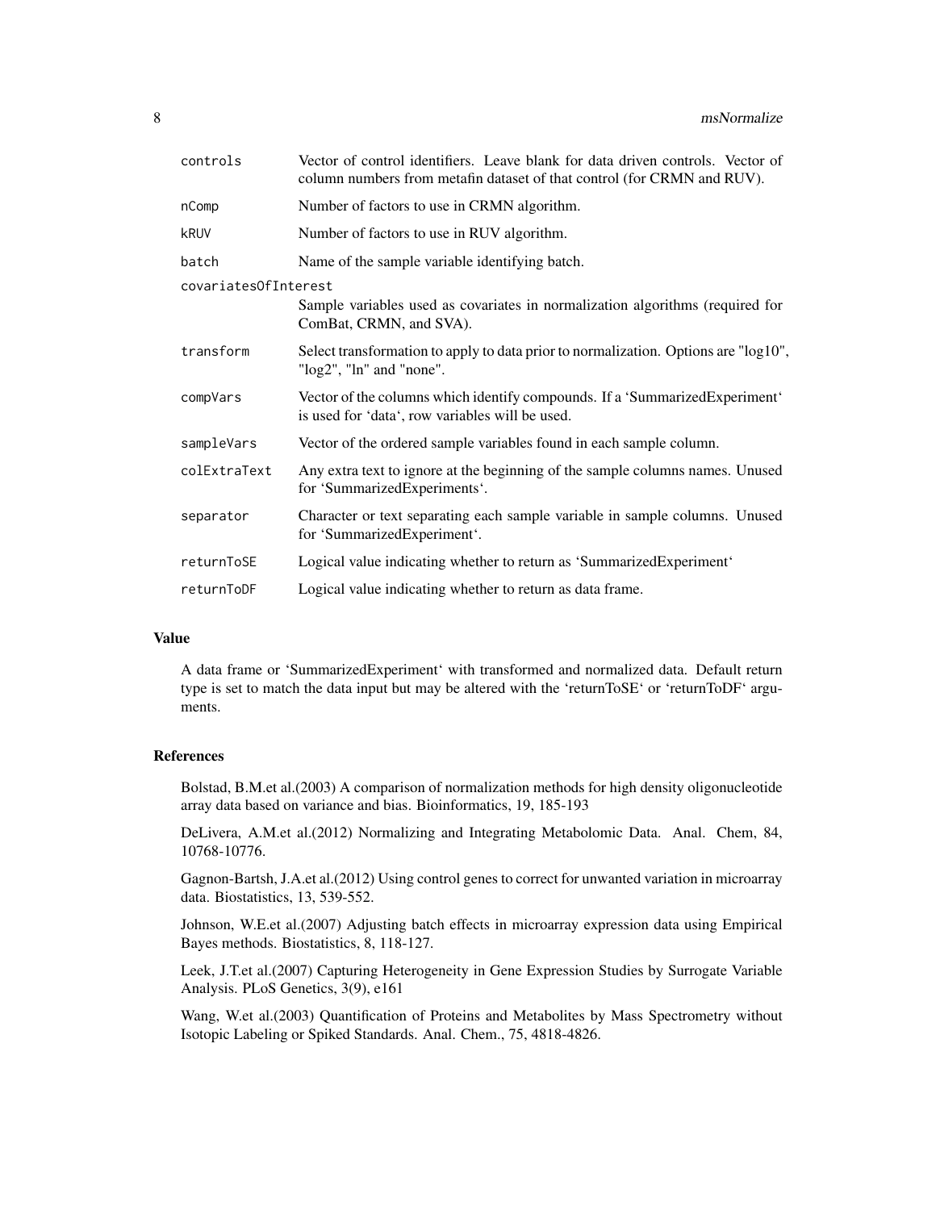| | |
|---|---|
| `controls` | Vector of control identifiers. Leave blank for data driven controls. Vector of column numbers from metafin dataset of that control (for CRMN and RUV). |
| `nComp` | Number of factors to use in CRMN algorithm. |
| `kRUV` | Number of factors to use in RUV algorithm. |
| `batch` | Name of the sample variable identifying batch. |
| `covariatesOfInterest` | Sample variables used as covariates in normalization algorithms (required for ComBat, CRMN, and SVA). |
| `transform` | Select transformation to apply to data prior to normalization. Options are "log10", "log2", "ln" and "none". |
| `compVars` | Vector of the columns which identify compounds. If a 'SummarizedExperiment' is used for 'data', row variables will be used. |
| `sampleVars` | Vector of the ordered sample variables found in each sample column. |
| `colExtraText` | Any extra text to ignore at the beginning of the sample columns names. Unused for 'SummarizedExperiments'. |
| `separator` | Character or text separating each sample variable in sample columns. Unused for 'SummarizedExperiment'. |
| `returnToSE` | Logical value indicating whether to return as 'SummarizedExperiment' |
| `returnToDF` | Logical value indicating whether to return as data frame. |

## Value

A data frame or 'SummarizedExperiment' with transformed and normalized data. Default return type is set to match the data input but may be altered with the 'returnToSE' or 'returnToDF' arguments.

## References

Bolstad, B.M.et al.(2003) A comparison of normalization methods for high density oligonucleotide array data based on variance and bias. Bioinformatics, 19, 185-193

DeLivera, A.M.et al.(2012) Normalizing and Integrating Metabolomic Data. Anal. Chem, 84, 10768-10776.

Gagnon-Bartsh, J.A.et al.(2012) Using control genes to correct for unwanted variation in microarray data. Biostatistics, 13, 539-552.

Johnson, W.E.et al.(2007) Adjusting batch effects in microarray expression data using Empirical Bayes methods. Biostatistics, 8, 118-127.

Leek, J.T.et al.(2007) Capturing Heterogeneity in Gene Expression Studies by Surrogate Variable Analysis. PLoS Genetics, 3(9), e161

Wang, W.et al.(2003) Quantification of Proteins and Metabolites by Mass Spectrometry without Isotopic Labeling or Spiked Standards. Anal. Chem., 75, 4818-4826.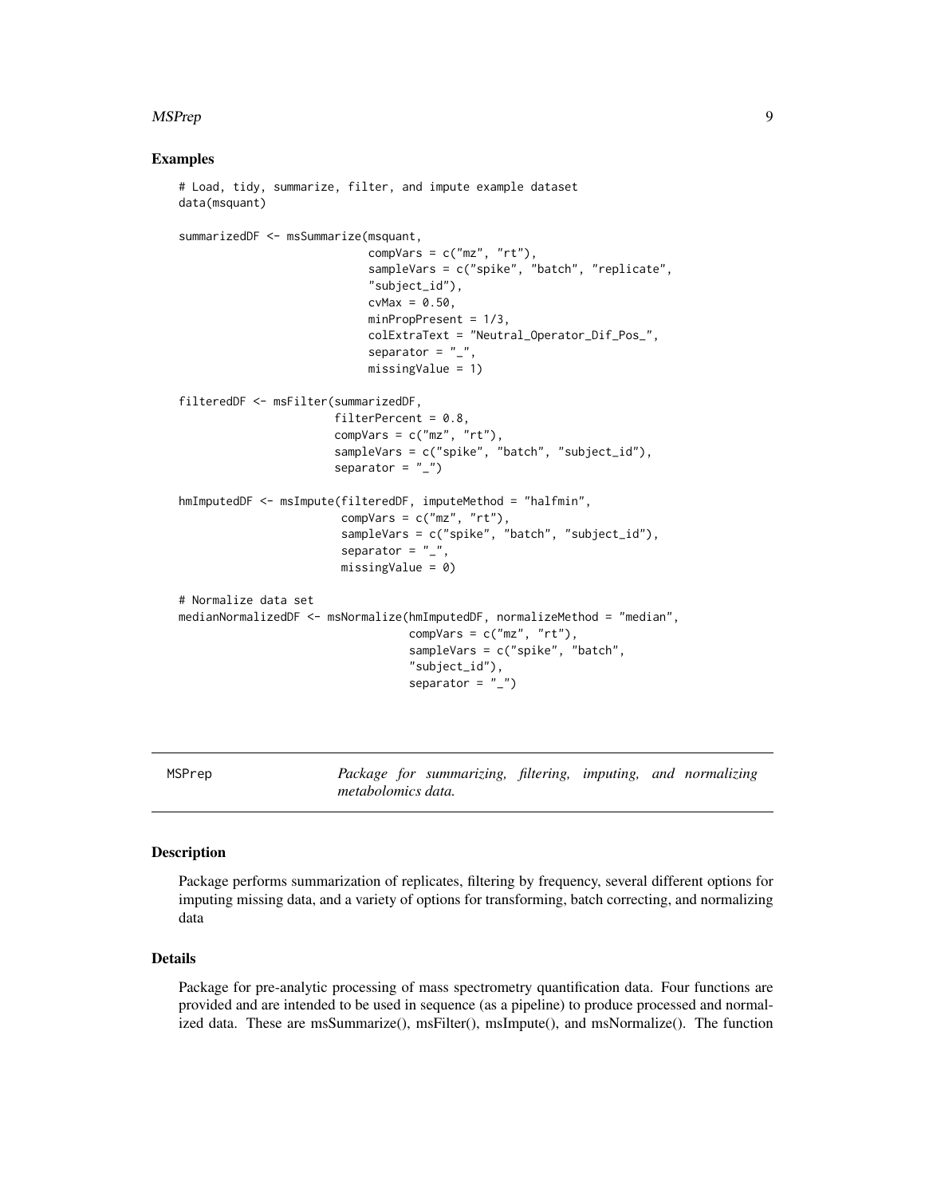## Examples

```
# Load, tidy, summarize, filter, and impute example dataset
data(msquant)

summarizedDF <- msSummarize(msquant,
                            compVars = c("mz", "rt"),
                            sampleVars = c("spike", "batch", "replicate",
                            "subject_id"),
                            cvMax = 0.50,
                            minPropPresent = 1/3,
                            colExtraText = "Neutral_Operator_Dif_Pos_",
                            separator = "_",
                            missingValue = 1)

filteredDF <- msFilter(summarizedDF,
                       filterPercent = 0.8,
                       compVars = c("mz", "rt"),
                       sampleVars = c("spike", "batch", "subject_id"),
                       separator = "_")

hmImputedDF <- msImpute(filteredDF, imputeMethod = "halfmin",
                        compVars = c("mz", "rt"),
                        sampleVars = c("spike", "batch", "subject_id"),
                        separator = "_",
                        missingValue = 0)

# Normalize data set
medianNormalizedDF <- msNormalize(hmImputedDF, normalizeMethod = "median",
                                  compVars = c("mz", "rt"),
                                  sampleVars = c("spike", "batch",
                                  "subject_id"),
                                  separator = "_")
```

---

MSPrep — *Package for summarizing, filtering, imputing, and normalizing metabolomics data.*

---

## Description

Package performs summarization of replicates, filtering by frequency, several different options for imputing missing data, and a variety of options for transforming, batch correcting, and normalizing data

## Details

Package for pre-analytic processing of mass spectrometry quantification data. Four functions are provided and are intended to be used in sequence (as a pipeline) to produce processed and normalized data. These are msSummarize(), msFilter(), msImpute(), and msNormalize(). The function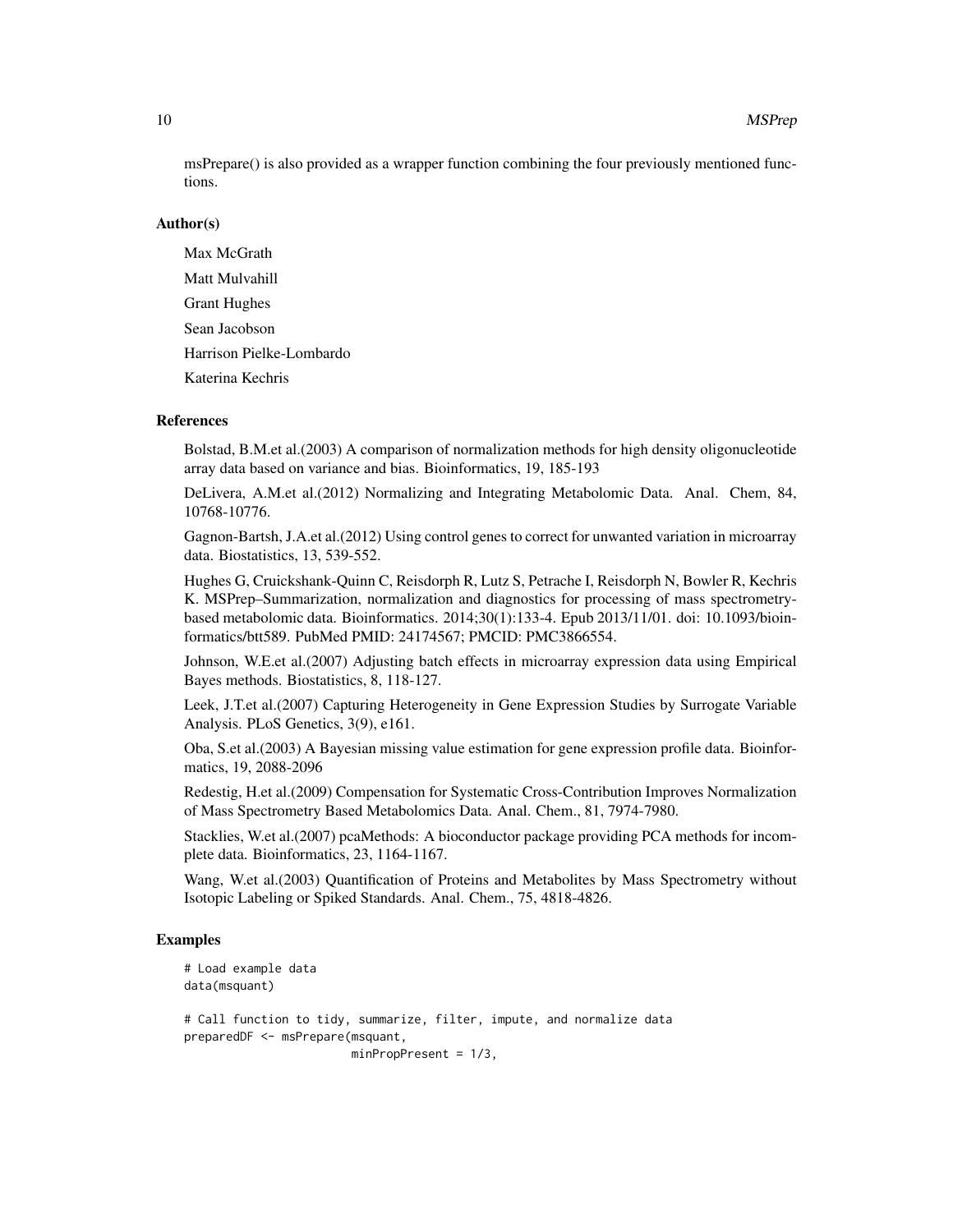msPrepare() is also provided as a wrapper function combining the four previously mentioned functions.

### Author(s)

Max McGrath

Matt Mulvahill

Grant Hughes

Sean Jacobson

Harrison Pielke-Lombardo

Katerina Kechris

### References

Bolstad, B.M.et al.(2003) A comparison of normalization methods for high density oligonucleotide array data based on variance and bias. Bioinformatics, 19, 185-193

DeLivera, A.M.et al.(2012) Normalizing and Integrating Metabolomic Data. Anal. Chem, 84, 10768-10776.

Gagnon-Bartsh, J.A.et al.(2012) Using control genes to correct for unwanted variation in microarray data. Biostatistics, 13, 539-552.

Hughes G, Cruickshank-Quinn C, Reisdorph R, Lutz S, Petrache I, Reisdorph N, Bowler R, Kechris K. MSPrep–Summarization, normalization and diagnostics for processing of mass spectrometry-based metabolomic data. Bioinformatics. 2014;30(1):133-4. Epub 2013/11/01. doi: 10.1093/bioinformatics/btt589. PubMed PMID: 24174567; PMCID: PMC3866554.

Johnson, W.E.et al.(2007) Adjusting batch effects in microarray expression data using Empirical Bayes methods. Biostatistics, 8, 118-127.

Leek, J.T.et al.(2007) Capturing Heterogeneity in Gene Expression Studies by Surrogate Variable Analysis. PLoS Genetics, 3(9), e161.

Oba, S.et al.(2003) A Bayesian missing value estimation for gene expression profile data. Bioinformatics, 19, 2088-2096

Redestig, H.et al.(2009) Compensation for Systematic Cross-Contribution Improves Normalization of Mass Spectrometry Based Metabolomics Data. Anal. Chem., 81, 7974-7980.

Stacklies, W.et al.(2007) pcaMethods: A bioconductor package providing PCA methods for incomplete data. Bioinformatics, 23, 1164-1167.

Wang, W.et al.(2003) Quantification of Proteins and Metabolites by Mass Spectrometry without Isotopic Labeling or Spiked Standards. Anal. Chem., 75, 4818-4826.

### Examples

```
# Load example data
data(msquant)

# Call function to tidy, summarize, filter, impute, and normalize data
preparedDF <- msPrepare(msquant,
                        minPropPresent = 1/3,
```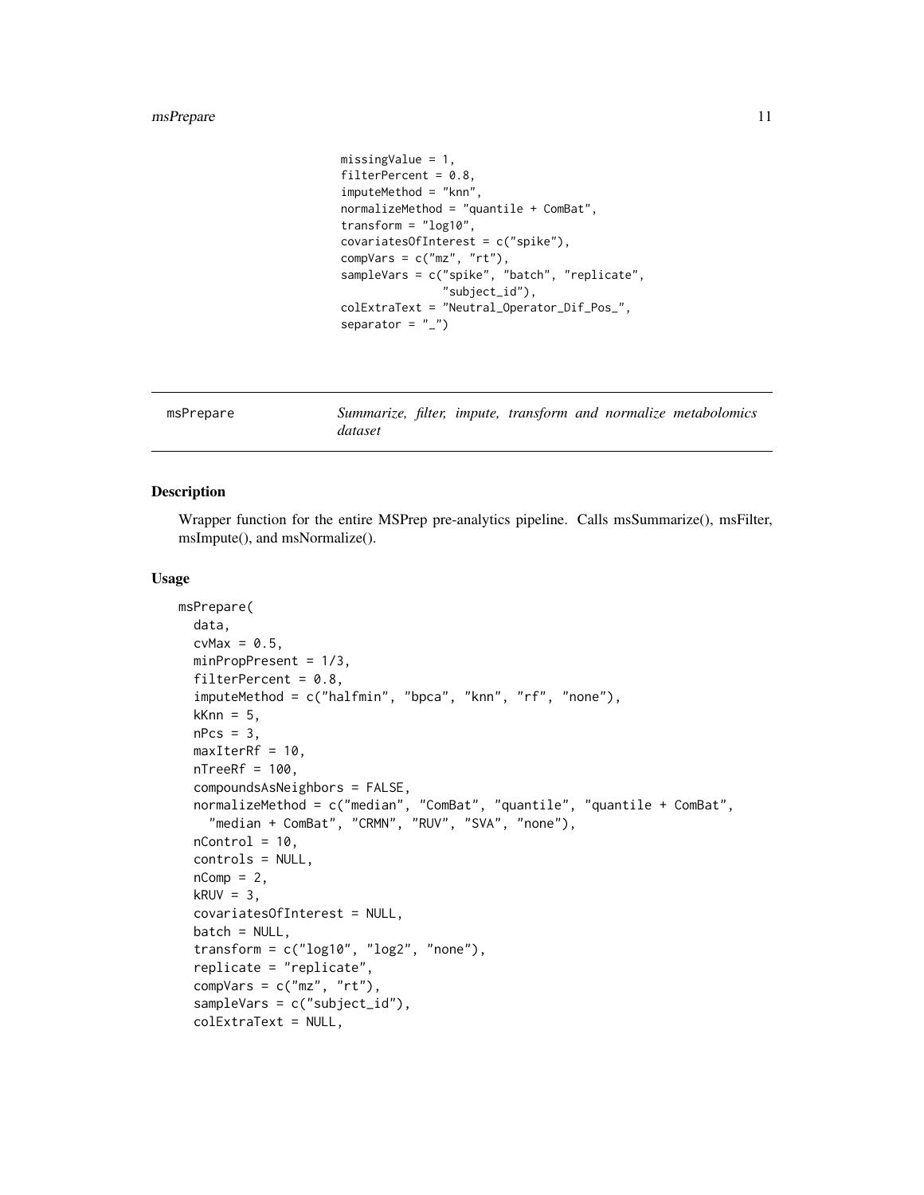```
                    missingValue = 1,
                    filterPercent = 0.8,
                    imputeMethod = "knn",
                    normalizeMethod = "quantile + ComBat",
                    transform = "log10",
                    covariatesOfInterest = c("spike"),
                    compVars = c("mz", "rt"),
                    sampleVars = c("spike", "batch", "replicate",
                                   "subject_id"),
                    colExtraText = "Neutral_Operator_Dif_Pos_",
                    separator = "_")
```

---

## msPrepare — *Summarize, filter, impute, transform and normalize metabolomics dataset*

---

### Description

Wrapper function for the entire MSPrep pre-analytics pipeline. Calls msSummarize(), msFilter, msImpute(), and msNormalize().

### Usage

```
msPrepare(
  data,
  cvMax = 0.5,
  minPropPresent = 1/3,
  filterPercent = 0.8,
  imputeMethod = c("halfmin", "bpca", "knn", "rf", "none"),
  kKnn = 5,
  nPcs = 3,
  maxIterRf = 10,
  nTreeRf = 100,
  compoundsAsNeighbors = FALSE,
  normalizeMethod = c("median", "ComBat", "quantile", "quantile + ComBat",
    "median + ComBat", "CRMN", "RUV", "SVA", "none"),
  nControl = 10,
  controls = NULL,
  nComp = 2,
  kRUV = 3,
  covariatesOfInterest = NULL,
  batch = NULL,
  transform = c("log10", "log2", "none"),
  replicate = "replicate",
  compVars = c("mz", "rt"),
  sampleVars = c("subject_id"),
  colExtraText = NULL,
```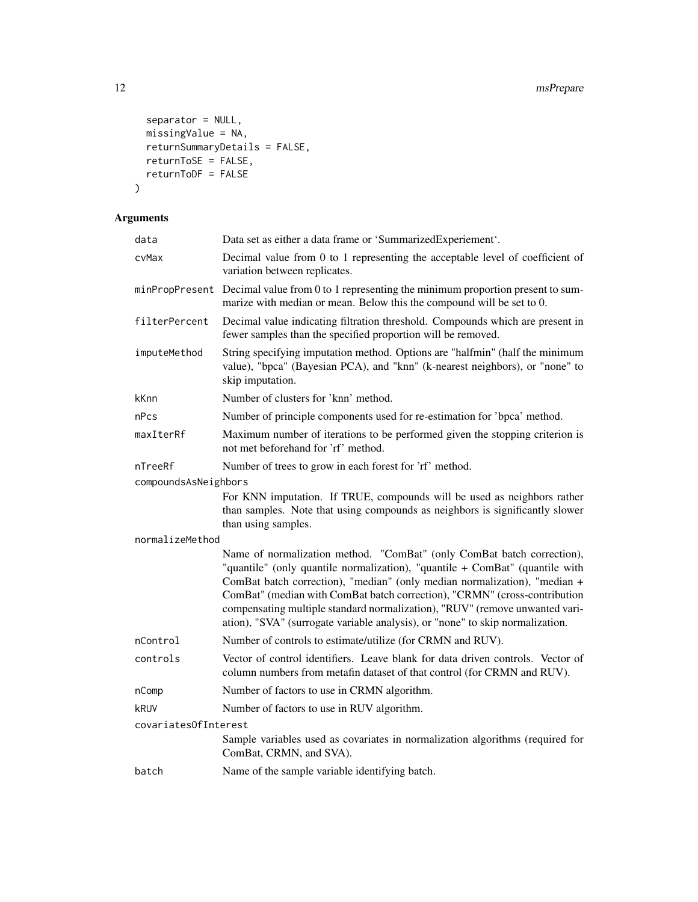```
  separator = NULL,
  missingValue = NA,
  returnSummaryDetails = FALSE,
  returnToSE = FALSE,
  returnToDF = FALSE
)
```

## Arguments

| | |
|---|---|
| data | Data set as either a data frame or 'SummarizedExperiement'. |
| cvMax | Decimal value from 0 to 1 representing the acceptable level of coefficient of variation between replicates. |
| minPropPresent | Decimal value from 0 to 1 representing the minimum proportion present to summarize with median or mean. Below this the compound will be set to 0. |
| filterPercent | Decimal value indicating filtration threshold. Compounds which are present in fewer samples than the specified proportion will be removed. |
| imputeMethod | String specifying imputation method. Options are "halfmin" (half the minimum value), "bpca" (Bayesian PCA), and "knn" (k-nearest neighbors), or "none" to skip imputation. |
| kKnn | Number of clusters for 'knn' method. |
| nPcs | Number of principle components used for re-estimation for 'bpca' method. |
| maxIterRf | Maximum number of iterations to be performed given the stopping criterion is not met beforehand for 'rf' method. |
| nTreeRf | Number of trees to grow in each forest for 'rf' method. |
| compoundsAsNeighbors | For KNN imputation. If TRUE, compounds will be used as neighbors rather than samples. Note that using compounds as neighbors is significantly slower than using samples. |
| normalizeMethod | Name of normalization method. "ComBat" (only ComBat batch correction), "quantile" (only quantile normalization), "quantile + ComBat" (quantile with ComBat batch correction), "median" (only median normalization), "median + ComBat" (median with ComBat batch correction), "CRMN" (cross-contribution compensating multiple standard normalization), "RUV" (remove unwanted variation), "SVA" (surrogate variable analysis), or "none" to skip normalization. |
| nControl | Number of controls to estimate/utilize (for CRMN and RUV). |
| controls | Vector of control identifiers. Leave blank for data driven controls. Vector of column numbers from metafin dataset of that control (for CRMN and RUV). |
| nComp | Number of factors to use in CRMN algorithm. |
| kRUV | Number of factors to use in RUV algorithm. |
| covariatesOfInterest | Sample variables used as covariates in normalization algorithms (required for ComBat, CRMN, and SVA). |
| batch | Name of the sample variable identifying batch. |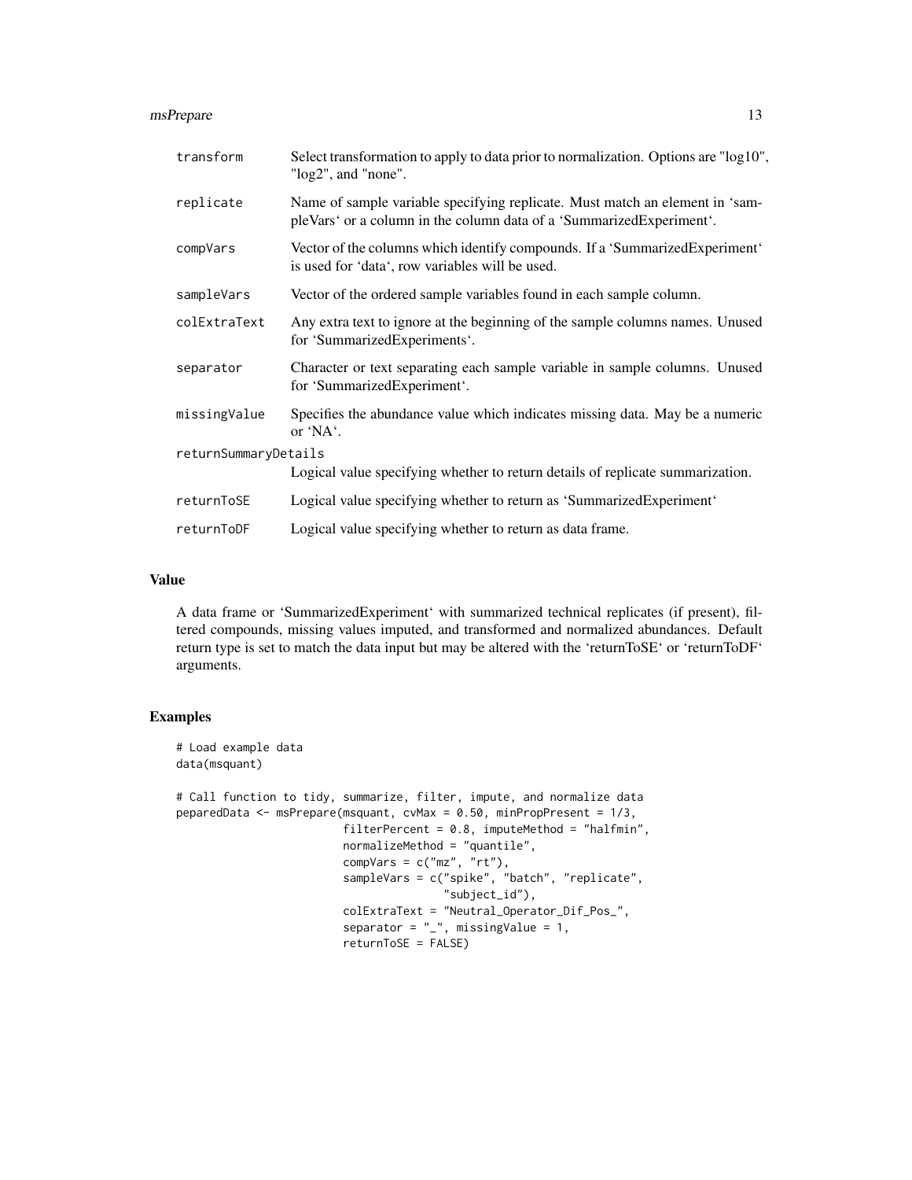| | |
|---|---|
| `transform` | Select transformation to apply to data prior to normalization. Options are "log10", "log2", and "none". |
| `replicate` | Name of sample variable specifying replicate. Must match an element in 'sampleVars' or a column in the column data of a 'SummarizedExperiment'. |
| `compVars` | Vector of the columns which identify compounds. If a 'SummarizedExperiment' is used for 'data', row variables will be used. |
| `sampleVars` | Vector of the ordered sample variables found in each sample column. |
| `colExtraText` | Any extra text to ignore at the beginning of the sample columns names. Unused for 'SummarizedExperiments'. |
| `separator` | Character or text separating each sample variable in sample columns. Unused for 'SummarizedExperiment'. |
| `missingValue` | Specifies the abundance value which indicates missing data. May be a numeric or 'NA'. |
| `returnSummaryDetails` | Logical value specifying whether to return details of replicate summarization. |
| `returnToSE` | Logical value specifying whether to return as 'SummarizedExperiment' |
| `returnToDF` | Logical value specifying whether to return as data frame. |

## Value

A data frame or 'SummarizedExperiment' with summarized technical replicates (if present), filtered compounds, missing values imputed, and transformed and normalized abundances. Default return type is set to match the data input but may be altered with the 'returnToSE' or 'returnToDF' arguments.

## Examples

```
# Load example data
data(msquant)

# Call function to tidy, summarize, filter, impute, and normalize data
peparedData <- msPrepare(msquant, cvMax = 0.50, minPropPresent = 1/3,
                         filterPercent = 0.8, imputeMethod = "halfmin",
                         normalizeMethod = "quantile",
                         compVars = c("mz", "rt"),
                         sampleVars = c("spike", "batch", "replicate",
                                        "subject_id"),
                         colExtraText = "Neutral_Operator_Dif_Pos_",
                         separator = "_", missingValue = 1,
                         returnToSE = FALSE)
```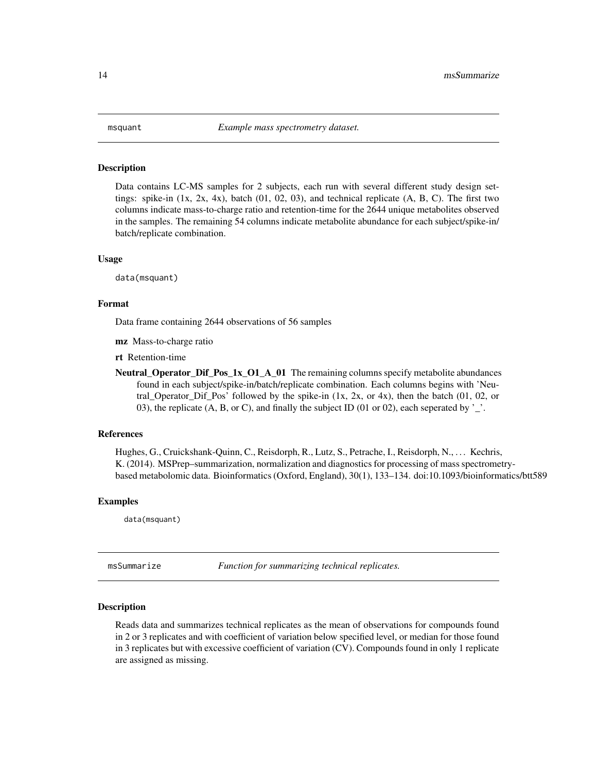## msquant *Example mass spectrometry dataset.*

### Description

Data contains LC-MS samples for 2 subjects, each run with several different study design settings: spike-in (1x, 2x, 4x), batch (01, 02, 03), and technical replicate (A, B, C). The first two columns indicate mass-to-charge ratio and retention-time for the 2644 unique metabolites observed in the samples. The remaining 54 columns indicate metabolite abundance for each subject/spike-in/batch/replicate combination.

### Usage

```
data(msquant)
```

### Format

Data frame containing 2644 observations of 56 samples

**mz** Mass-to-charge ratio

**rt** Retention-time

**Neutral_Operator_Dif_Pos_1x_O1_A_01** The remaining columns specify metabolite abundances found in each subject/spike-in/batch/replicate combination. Each columns begins with 'Neutral_Operator_Dif_Pos' followed by the spike-in (1x, 2x, or 4x), then the batch (01, 02, or 03), the replicate (A, B, or C), and finally the subject ID (01 or 02), each seperated by '_'.

### References

Hughes, G., Cruickshank-Quinn, C., Reisdorph, R., Lutz, S., Petrache, I., Reisdorph, N., … Kechris, K. (2014). MSPrep–summarization, normalization and diagnostics for processing of mass spectrometry-based metabolomic data. Bioinformatics (Oxford, England), 30(1), 133–134. doi:10.1093/bioinformatics/btt589

### Examples

```
data(msquant)
```

## msSummarize *Function for summarizing technical replicates.*

### Description

Reads data and summarizes technical replicates as the mean of observations for compounds found in 2 or 3 replicates and with coefficient of variation below specified level, or median for those found in 3 replicates but with excessive coefficient of variation (CV). Compounds found in only 1 replicate are assigned as missing.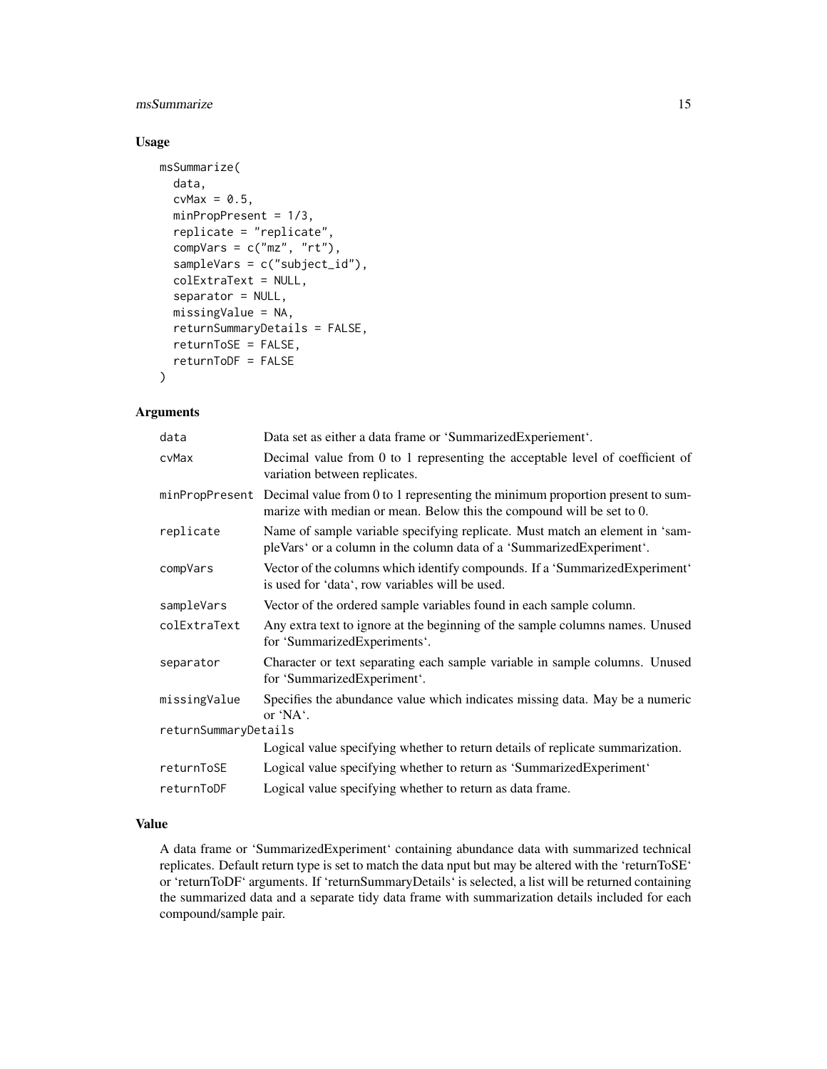## Usage

```
msSummarize(
  data,
  cvMax = 0.5,
  minPropPresent = 1/3,
  replicate = "replicate",
  compVars = c("mz", "rt"),
  sampleVars = c("subject_id"),
  colExtraText = NULL,
  separator = NULL,
  missingValue = NA,
  returnSummaryDetails = FALSE,
  returnToSE = FALSE,
  returnToDF = FALSE
)
```

## Arguments

| | |
|---|---|
| `data` | Data set as either a data frame or 'SummarizedExperiement'. |
| `cvMax` | Decimal value from 0 to 1 representing the acceptable level of coefficient of variation between replicates. |
| `minPropPresent` | Decimal value from 0 to 1 representing the minimum proportion present to summarize with median or mean. Below this the compound will be set to 0. |
| `replicate` | Name of sample variable specifying replicate. Must match an element in 'sampleVars' or a column in the column data of a 'SummarizedExperiment'. |
| `compVars` | Vector of the columns which identify compounds. If a 'SummarizedExperiment' is used for 'data', row variables will be used. |
| `sampleVars` | Vector of the ordered sample variables found in each sample column. |
| `colExtraText` | Any extra text to ignore at the beginning of the sample columns names. Unused for 'SummarizedExperiments'. |
| `separator` | Character or text separating each sample variable in sample columns. Unused for 'SummarizedExperiment'. |
| `missingValue` | Specifies the abundance value which indicates missing data. May be a numeric or 'NA'. |
| `returnSummaryDetails` | Logical value specifying whether to return details of replicate summarization. |
| `returnToSE` | Logical value specifying whether to return as 'SummarizedExperiment' |
| `returnToDF` | Logical value specifying whether to return as data frame. |

## Value

A data frame or 'SummarizedExperiment' containing abundance data with summarized technical replicates. Default return type is set to match the data nput but may be altered with the 'returnToSE' or 'returnToDF' arguments. If 'returnSummaryDetails' is selected, a list will be returned containing the summarized data and a separate tidy data frame with summarization details included for each compound/sample pair.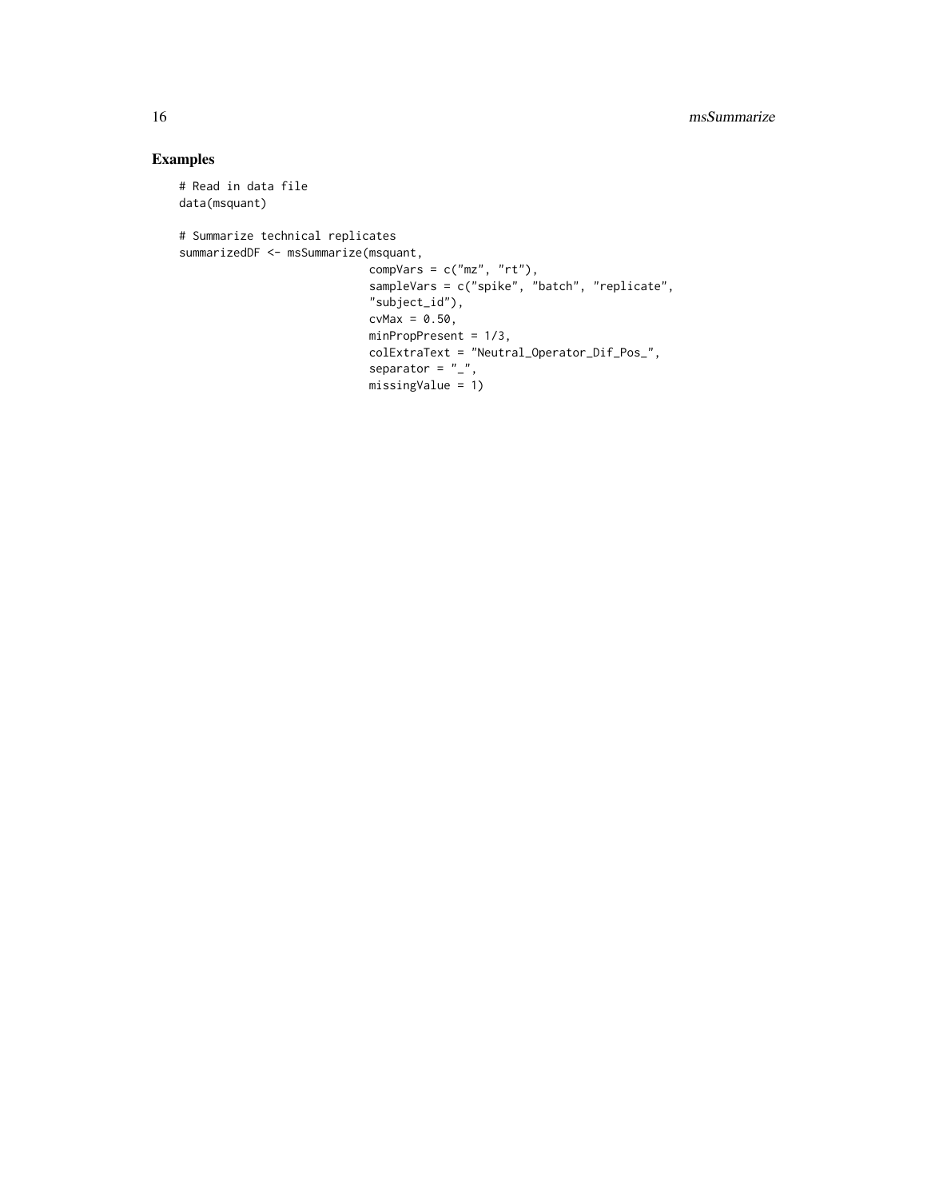## Examples

```
# Read in data file
data(msquant)

# Summarize technical replicates
summarizedDF <- msSummarize(msquant,
                            compVars = c("mz", "rt"),
                            sampleVars = c("spike", "batch", "replicate",
                            "subject_id"),
                            cvMax = 0.50,
                            minPropPresent = 1/3,
                            colExtraText = "Neutral_Operator_Dif_Pos_",
                            separator = "_",
                            missingValue = 1)
```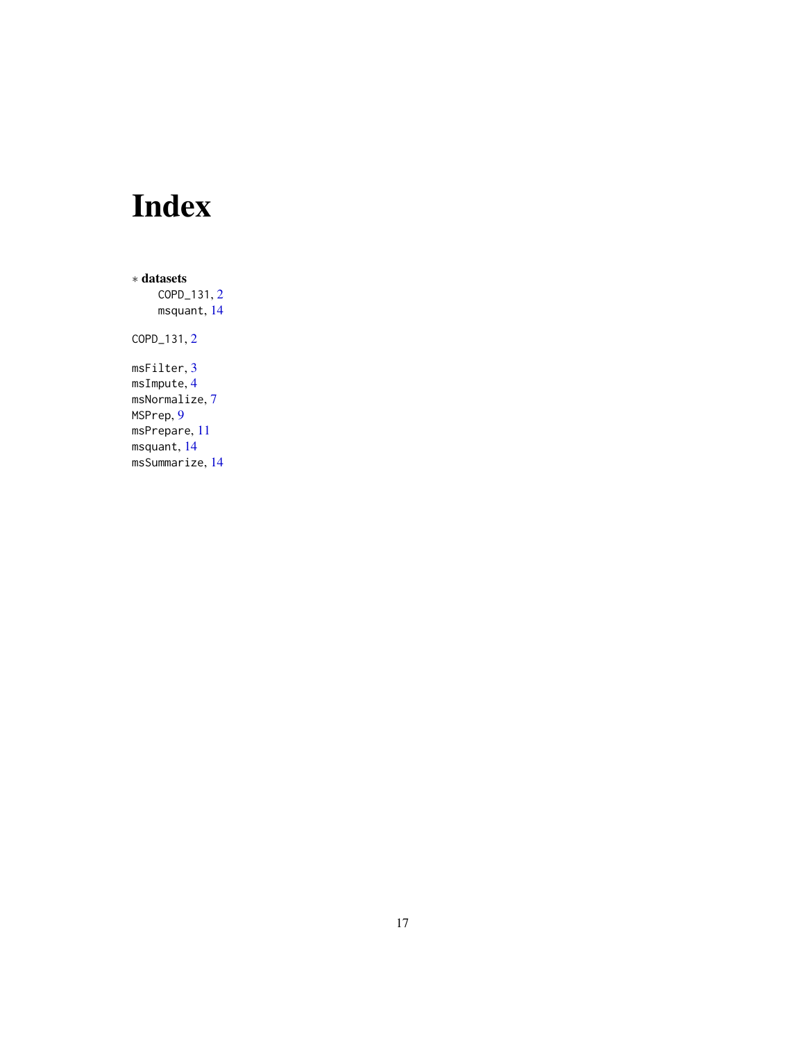# Index

∗ **datasets**

COPD_131, 2
msquant, 14

COPD_131, 2

msFilter, 3
msImpute, 4
msNormalize, 7
MSPrep, 9
msPrepare, 11
msquant, 14
msSummarize, 14